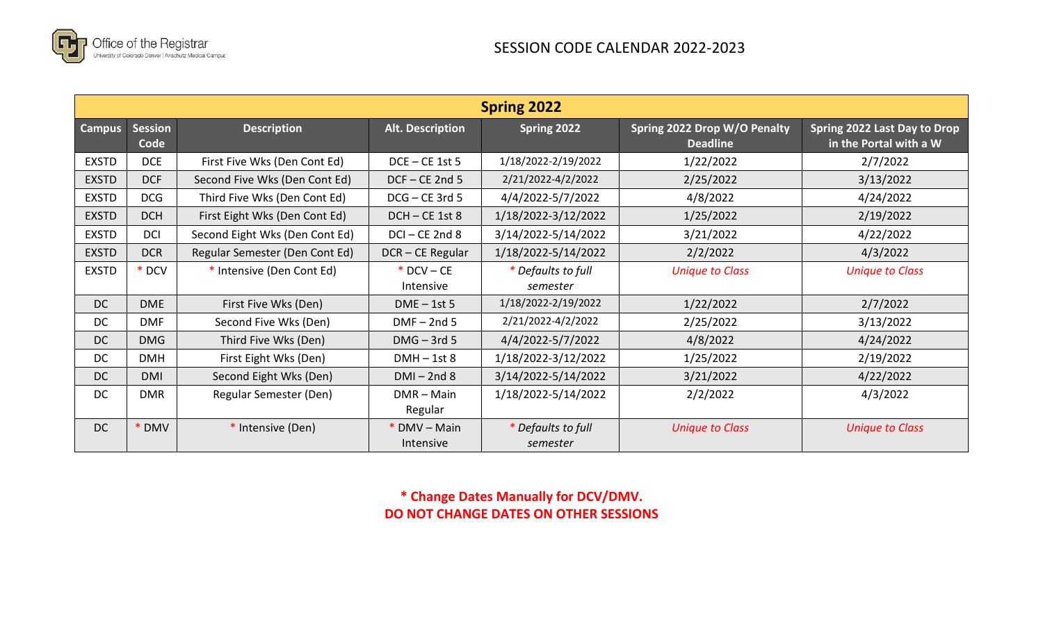Office of the Registrar
University of Colorado Denver | Anschutz Medical Campus

# SESSION CODE CALENDAR 2022-2023

| **Spring 2022** | | | | | | |
|---|---|---|---|---|---|---|
| **Campus** | **Session Code** | **Description** | **Alt. Description** | **Spring 2022** | **Spring 2022 Drop W/O Penalty Deadline** | **Spring 2022 Last Day to Drop in the Portal with a W** |
| EXSTD | DCE | First Five Wks (Den Cont Ed) | DCE – CE 1st 5 | 1/18/2022-2/19/2022 | 1/22/2022 | 2/7/2022 |
| EXSTD | DCF | Second Five Wks (Den Cont Ed) | DCF – CE 2nd 5 | 2/21/2022-4/2/2022 | 2/25/2022 | 3/13/2022 |
| EXSTD | DCG | Third Five Wks (Den Cont Ed) | DCG – CE 3rd 5 | 4/4/2022-5/7/2022 | 4/8/2022 | 4/24/2022 |
| EXSTD | DCH | First Eight Wks (Den Cont Ed) | DCH – CE 1st 8 | 1/18/2022-3/12/2022 | 1/25/2022 | 2/19/2022 |
| EXSTD | DCI | Second Eight Wks (Den Cont Ed) | DCI – CE 2nd 8 | 3/14/2022-5/14/2022 | 3/21/2022 | 4/22/2022 |
| EXSTD | DCR | Regular Semester (Den Cont Ed) | DCR – CE Regular | 1/18/2022-5/14/2022 | 2/2/2022 | 4/3/2022 |
| EXSTD | * DCV | * Intensive (Den Cont Ed) | * DCV – CE Intensive | * *Defaults to full semester* | *Unique to Class* | *Unique to Class* |
| DC | DME | First Five Wks (Den) | DME – 1st 5 | 1/18/2022-2/19/2022 | 1/22/2022 | 2/7/2022 |
| DC | DMF | Second Five Wks (Den) | DMF – 2nd 5 | 2/21/2022-4/2/2022 | 2/25/2022 | 3/13/2022 |
| DC | DMG | Third Five Wks (Den) | DMG – 3rd 5 | 4/4/2022-5/7/2022 | 4/8/2022 | 4/24/2022 |
| DC | DMH | First Eight Wks (Den) | DMH – 1st 8 | 1/18/2022-3/12/2022 | 1/25/2022 | 2/19/2022 |
| DC | DMI | Second Eight Wks (Den) | DMI – 2nd 8 | 3/14/2022-5/14/2022 | 3/21/2022 | 4/22/2022 |
| DC | DMR | Regular Semester (Den) | DMR – Main Regular | 1/18/2022-5/14/2022 | 2/2/2022 | 4/3/2022 |
| DC | * DMV | * Intensive (Den) | * DMV – Main Intensive | * *Defaults to full semester* | *Unique to Class* | *Unique to Class* |

**\* Change Dates Manually for DCV/DMV.**
**DO NOT CHANGE DATES ON OTHER SESSIONS**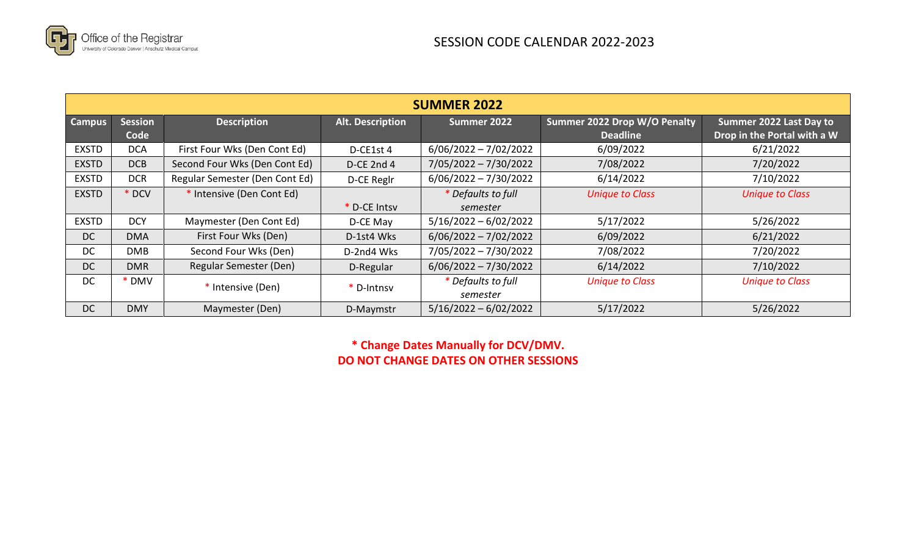# SESSION CODE CALENDAR 2022-2023

| SUMMER 2022 | | | | | | |
|---|---|---|---|---|---|---|
| **Campus** | **Session Code** | **Description** | **Alt. Description** | **Summer 2022** | **Summer 2022 Drop W/O Penalty Deadline** | **Summer 2022 Last Day to Drop in the Portal with a W** |
| EXSTD | DCA | First Four Wks (Den Cont Ed) | D-CE1st 4 | 6/06/2022 – 7/02/2022 | 6/09/2022 | 6/21/2022 |
| EXSTD | DCB | Second Four Wks (Den Cont Ed) | D-CE 2nd 4 | 7/05/2022 – 7/30/2022 | 7/08/2022 | 7/20/2022 |
| EXSTD | DCR | Regular Semester (Den Cont Ed) | D-CE Reglr | 6/06/2022 – 7/30/2022 | 6/14/2022 | 7/10/2022 |
| EXSTD | * DCV | * Intensive (Den Cont Ed) | * D-CE Intsv | *\* Defaults to full semester* | *Unique to Class* | *Unique to Class* |
| EXSTD | DCY | Maymester (Den Cont Ed) | D-CE May | 5/16/2022 – 6/02/2022 | 5/17/2022 | 5/26/2022 |
| DC | DMA | First Four Wks (Den) | D-1st4 Wks | 6/06/2022 – 7/02/2022 | 6/09/2022 | 6/21/2022 |
| DC | DMB | Second Four Wks (Den) | D-2nd4 Wks | 7/05/2022 – 7/30/2022 | 7/08/2022 | 7/20/2022 |
| DC | DMR | Regular Semester (Den) | D-Regular | 6/06/2022 – 7/30/2022 | 6/14/2022 | 7/10/2022 |
| DC | * DMV | * Intensive (Den) | * D-Intnsv | *\* Defaults to full semester* | *Unique to Class* | *Unique to Class* |
| DC | DMY | Maymester (Den) | D-Maymstr | 5/16/2022 – 6/02/2022 | 5/17/2022 | 5/26/2022 |

**\* Change Dates Manually for DCV/DMV.**
**DO NOT CHANGE DATES ON OTHER SESSIONS**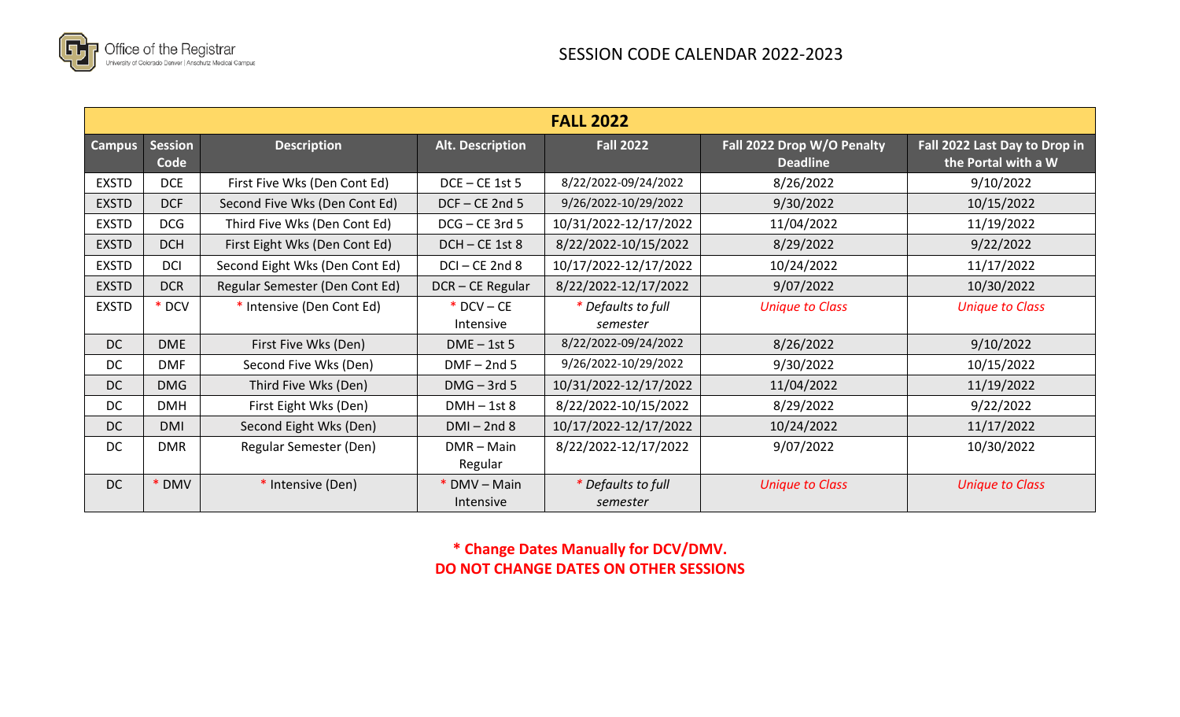Office of the Registrar
University of Colorado Denver | Anschutz Medical Campus

# SESSION CODE CALENDAR 2022-2023

| FALL 2022 | | | | | | |
|---|---|---|---|---|---|---|
| **Campus** | **Session Code** | **Description** | **Alt. Description** | **Fall 2022** | **Fall 2022 Drop W/O Penalty Deadline** | **Fall 2022 Last Day to Drop in the Portal with a W** |
| EXSTD | DCE | First Five Wks (Den Cont Ed) | DCE – CE 1st 5 | 8/22/2022-09/24/2022 | 8/26/2022 | 9/10/2022 |
| EXSTD | DCF | Second Five Wks (Den Cont Ed) | DCF – CE 2nd 5 | 9/26/2022-10/29/2022 | 9/30/2022 | 10/15/2022 |
| EXSTD | DCG | Third Five Wks (Den Cont Ed) | DCG – CE 3rd 5 | 10/31/2022-12/17/2022 | 11/04/2022 | 11/19/2022 |
| EXSTD | DCH | First Eight Wks (Den Cont Ed) | DCH – CE 1st 8 | 8/22/2022-10/15/2022 | 8/29/2022 | 9/22/2022 |
| EXSTD | DCI | Second Eight Wks (Den Cont Ed) | DCI – CE 2nd 8 | 10/17/2022-12/17/2022 | 10/24/2022 | 11/17/2022 |
| EXSTD | DCR | Regular Semester (Den Cont Ed) | DCR – CE Regular | 8/22/2022-12/17/2022 | 9/07/2022 | 10/30/2022 |
| EXSTD | * DCV | * Intensive (Den Cont Ed) | * DCV – CE Intensive | *\* Defaults to full semester* | *Unique to Class* | *Unique to Class* |
| DC | DME | First Five Wks (Den) | DME – 1st 5 | 8/22/2022-09/24/2022 | 8/26/2022 | 9/10/2022 |
| DC | DMF | Second Five Wks (Den) | DMF – 2nd 5 | 9/26/2022-10/29/2022 | 9/30/2022 | 10/15/2022 |
| DC | DMG | Third Five Wks (Den) | DMG – 3rd 5 | 10/31/2022-12/17/2022 | 11/04/2022 | 11/19/2022 |
| DC | DMH | First Eight Wks (Den) | DMH – 1st 8 | 8/22/2022-10/15/2022 | 8/29/2022 | 9/22/2022 |
| DC | DMI | Second Eight Wks (Den) | DMI – 2nd 8 | 10/17/2022-12/17/2022 | 10/24/2022 | 11/17/2022 |
| DC | DMR | Regular Semester (Den) | DMR – Main Regular | 8/22/2022-12/17/2022 | 9/07/2022 | 10/30/2022 |
| DC | * DMV | * Intensive (Den) | * DMV – Main Intensive | *\* Defaults to full semester* | *Unique to Class* | *Unique to Class* |

**\* Change Dates Manually for DCV/DMV.**
**DO NOT CHANGE DATES ON OTHER SESSIONS**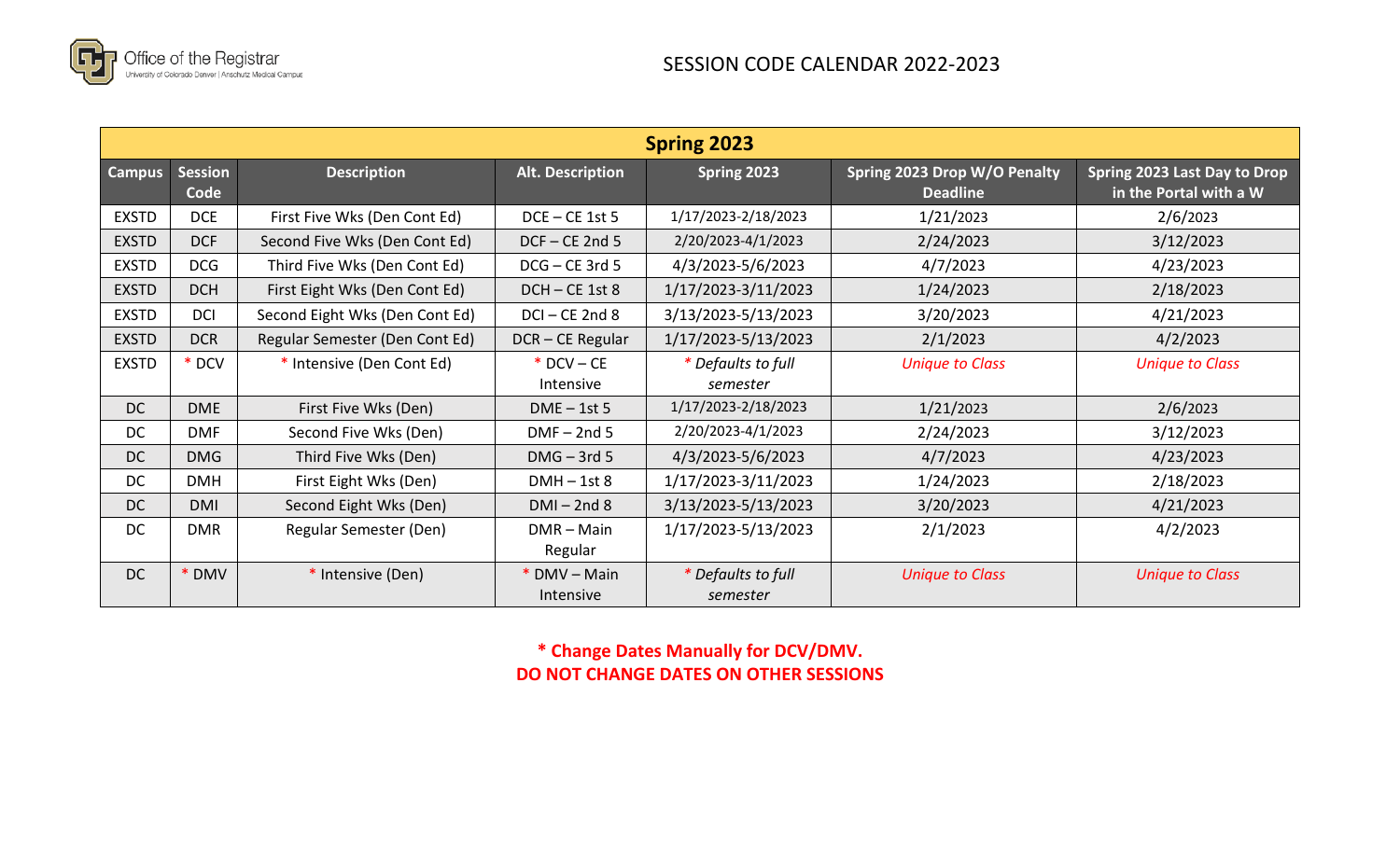Office of the Registrar
University of Colorado Denver | Anschutz Medical Campus

# SESSION CODE CALENDAR 2022-2023

| Spring 2023 | | | | | | |
|---|---|---|---|---|---|---|
| **Campus** | **Session Code** | **Description** | **Alt. Description** | **Spring 2023** | **Spring 2023 Drop W/O Penalty Deadline** | **Spring 2023 Last Day to Drop in the Portal with a W** |
| EXSTD | DCE | First Five Wks (Den Cont Ed) | DCE – CE 1st 5 | 1/17/2023-2/18/2023 | 1/21/2023 | 2/6/2023 |
| EXSTD | DCF | Second Five Wks (Den Cont Ed) | DCF – CE 2nd 5 | 2/20/2023-4/1/2023 | 2/24/2023 | 3/12/2023 |
| EXSTD | DCG | Third Five Wks (Den Cont Ed) | DCG – CE 3rd 5 | 4/3/2023-5/6/2023 | 4/7/2023 | 4/23/2023 |
| EXSTD | DCH | First Eight Wks (Den Cont Ed) | DCH – CE 1st 8 | 1/17/2023-3/11/2023 | 1/24/2023 | 2/18/2023 |
| EXSTD | DCI | Second Eight Wks (Den Cont Ed) | DCI – CE 2nd 8 | 3/13/2023-5/13/2023 | 3/20/2023 | 4/21/2023 |
| EXSTD | DCR | Regular Semester (Den Cont Ed) | DCR – CE Regular | 1/17/2023-5/13/2023 | 2/1/2023 | 4/2/2023 |
| EXSTD | * DCV | * Intensive (Den Cont Ed) | * DCV – CE Intensive | * *Defaults to full semester* | *Unique to Class* | *Unique to Class* |
| DC | DME | First Five Wks (Den) | DME – 1st 5 | 1/17/2023-2/18/2023 | 1/21/2023 | 2/6/2023 |
| DC | DMF | Second Five Wks (Den) | DMF – 2nd 5 | 2/20/2023-4/1/2023 | 2/24/2023 | 3/12/2023 |
| DC | DMG | Third Five Wks (Den) | DMG – 3rd 5 | 4/3/2023-5/6/2023 | 4/7/2023 | 4/23/2023 |
| DC | DMH | First Eight Wks (Den) | DMH – 1st 8 | 1/17/2023-3/11/2023 | 1/24/2023 | 2/18/2023 |
| DC | DMI | Second Eight Wks (Den) | DMI – 2nd 8 | 3/13/2023-5/13/2023 | 3/20/2023 | 4/21/2023 |
| DC | DMR | Regular Semester (Den) | DMR – Main Regular | 1/17/2023-5/13/2023 | 2/1/2023 | 4/2/2023 |
| DC | * DMV | * Intensive (Den) | * DMV – Main Intensive | * *Defaults to full semester* | *Unique to Class* | *Unique to Class* |

**\* Change Dates Manually for DCV/DMV.**
**DO NOT CHANGE DATES ON OTHER SESSIONS**